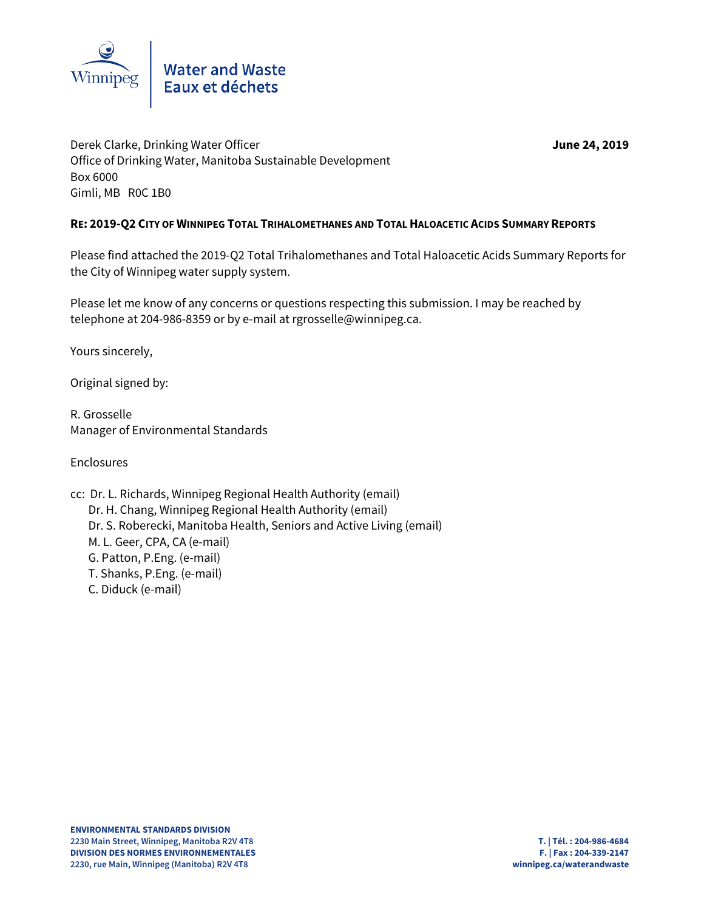Water and Waste
Eaux et déchets

Derek Clarke, Drinking Water Officer
Office of Drinking Water, Manitoba Sustainable Development
Box 6000
Gimli, MB R0C 1B0

**June 24, 2019**

**RE: 2019-Q2 CITY OF WINNIPEG TOTAL TRIHALOMETHANES AND TOTAL HALOACETIC ACIDS SUMMARY REPORTS**

Please find attached the 2019-Q2 Total Trihalomethanes and Total Haloacetic Acids Summary Reports for the City of Winnipeg water supply system.

Please let me know of any concerns or questions respecting this submission. I may be reached by telephone at 204-986-8359 or by e-mail at rgrosselle@winnipeg.ca.

Yours sincerely,

Original signed by:

R. Grosselle
Manager of Environmental Standards

Enclosures

cc: Dr. L. Richards, Winnipeg Regional Health Authority (email)
Dr. H. Chang, Winnipeg Regional Health Authority (email)
Dr. S. Roberecki, Manitoba Health, Seniors and Active Living (email)
M. L. Geer, CPA, CA (e-mail)
G. Patton, P.Eng. (e-mail)
T. Shanks, P.Eng. (e-mail)
C. Diduck (e-mail)

**ENVIRONMENTAL STANDARDS DIVISION**
**2230 Main Street, Winnipeg, Manitoba R2V 4T8**
**DIVISION DES NORMES ENVIRONNEMENTALES**
**2230, rue Main, Winnipeg (Manitoba) R2V 4T8**

**T. | Tél. : 204-986-4684**
**F. | Fax : 204-339-2147**
**winnipeg.ca/waterandwaste**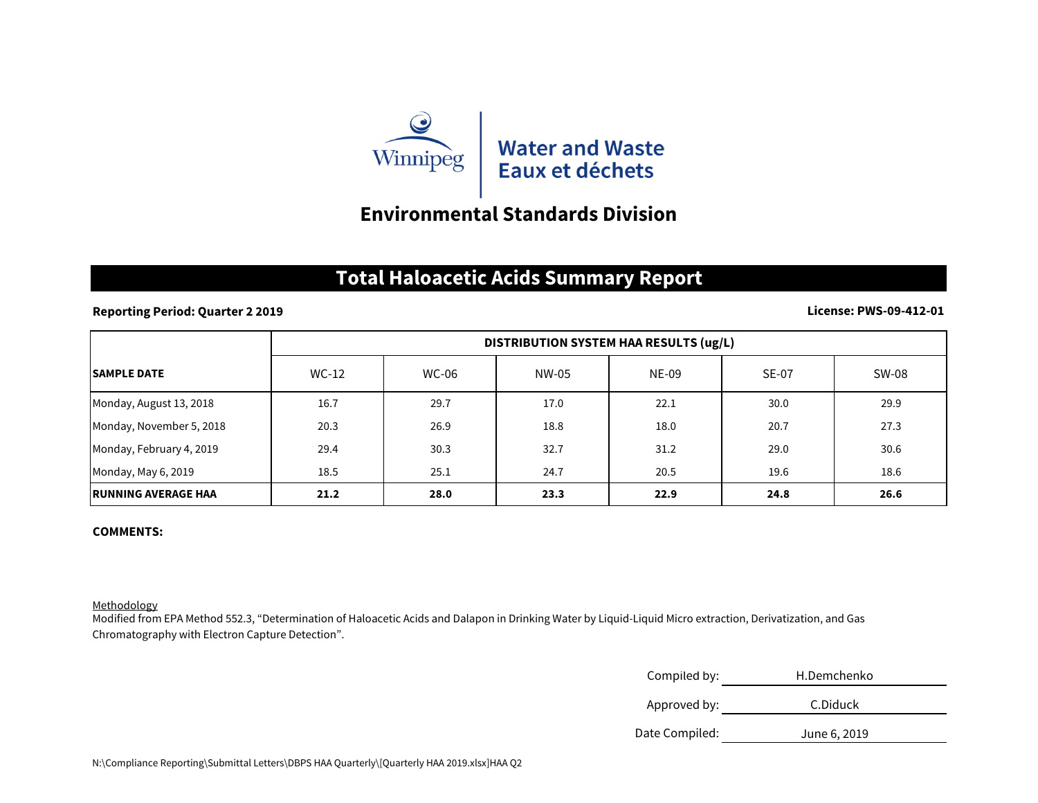Winnipeg | Water and Waste
Eaux et déchets

## Environmental Standards Division

# Total Haloacetic Acids Summary Report

**Reporting Period: Quarter 2 2019** **License: PWS-09-412-01**

| SAMPLE DATE | DISTRIBUTION SYSTEM HAA RESULTS (ug/L) | | | | | |
|---|---|---|---|---|---|---|
| | WC-12 | WC-06 | NW-05 | NE-09 | SE-07 | SW-08 |
| Monday, August 13, 2018 | 16.7 | 29.7 | 17.0 | 22.1 | 30.0 | 29.9 |
| Monday, November 5, 2018 | 20.3 | 26.9 | 18.8 | 18.0 | 20.7 | 27.3 |
| Monday, February 4, 2019 | 29.4 | 30.3 | 32.7 | 31.2 | 29.0 | 30.6 |
| Monday, May 6, 2019 | 18.5 | 25.1 | 24.7 | 20.5 | 19.6 | 18.6 |
| **RUNNING AVERAGE HAA** | **21.2** | **28.0** | **23.3** | **22.9** | **24.8** | **26.6** |

**COMMENTS:**

Methodology
Modified from EPA Method 552.3, "Determination of Haloacetic Acids and Dalapon in Drinking Water by Liquid-Liquid Micro extraction, Derivatization, and Gas Chromatography with Electron Capture Detection".

Compiled by: H.Demchenko

Approved by: C.Diduck

Date Compiled: June 6, 2019

N:\Compliance Reporting\Submittal Letters\DBPS HAA Quarterly\[Quarterly HAA 2019.xlsx]HAA Q2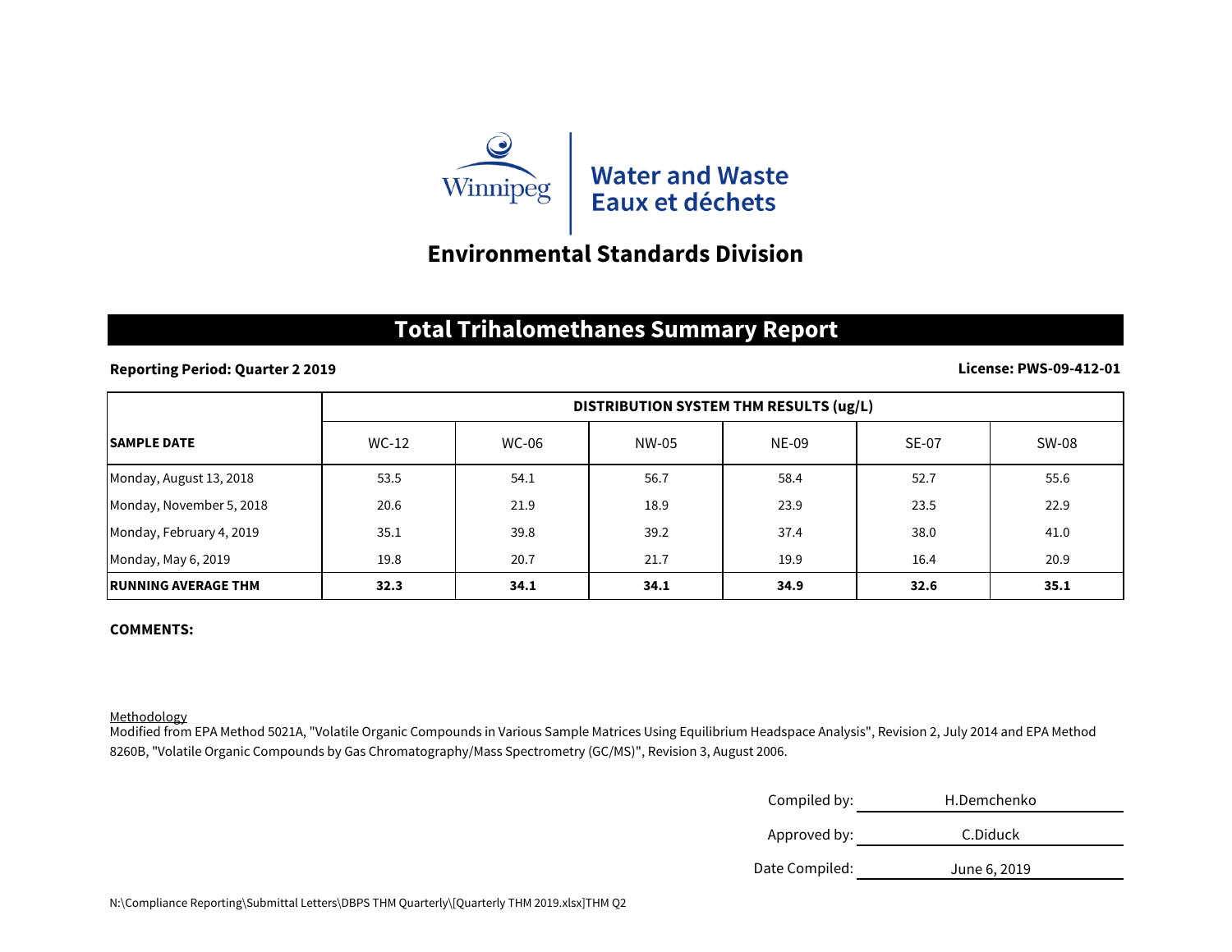Winnipeg

**Water and Waste**
**Eaux et déchets**

## Environmental Standards Division

# Total Trihalomethanes Summary Report

**Reporting Period: Quarter 2 2019** **License: PWS-09-412-01**

| SAMPLE DATE | DISTRIBUTION SYSTEM THM RESULTS (ug/L) | | | | | |
|---|---|---|---|---|---|---|
| | WC-12 | WC-06 | NW-05 | NE-09 | SE-07 | SW-08 |
| Monday, August 13, 2018 | 53.5 | 54.1 | 56.7 | 58.4 | 52.7 | 55.6 |
| Monday, November 5, 2018 | 20.6 | 21.9 | 18.9 | 23.9 | 23.5 | 22.9 |
| Monday, February 4, 2019 | 35.1 | 39.8 | 39.2 | 37.4 | 38.0 | 41.0 |
| Monday, May 6, 2019 | 19.8 | 20.7 | 21.7 | 19.9 | 16.4 | 20.9 |
| **RUNNING AVERAGE THM** | **32.3** | **34.1** | **34.1** | **34.9** | **32.6** | **35.1** |

**COMMENTS:**

Methodology
Modified from EPA Method 5021A, "Volatile Organic Compounds in Various Sample Matrices Using Equilibrium Headspace Analysis", Revision 2, July 2014 and EPA Method 8260B, "Volatile Organic Compounds by Gas Chromatography/Mass Spectrometry (GC/MS)", Revision 3, August 2006.

Compiled by: H.Demchenko

Approved by: C.Diduck

Date Compiled: June 6, 2019

N:\Compliance Reporting\Submittal Letters\DBPS THM Quarterly\[Quarterly THM 2019.xlsx]THM Q2